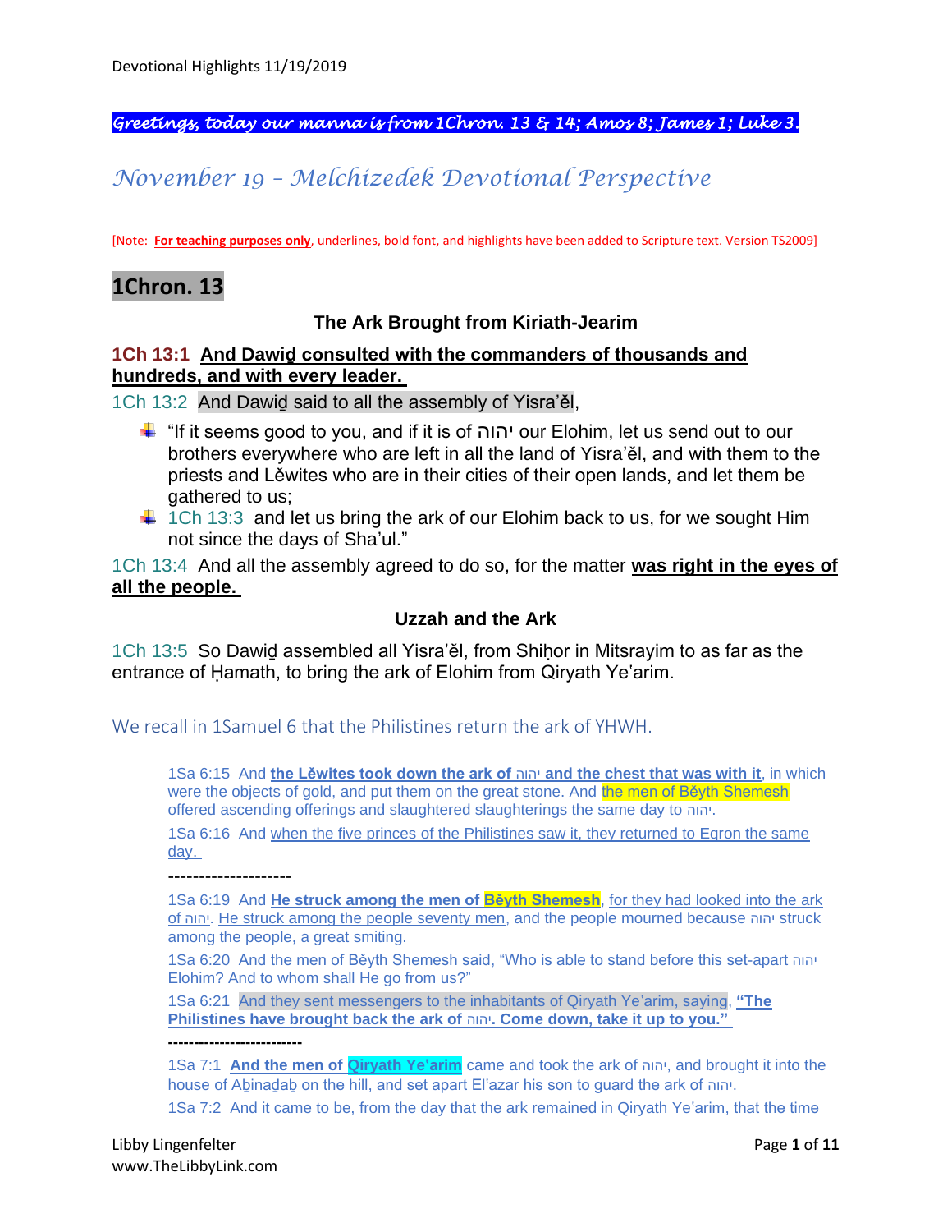***Greetings, today our manna is from 1Chron. 13 & 14; Amos 8; James 1; Luke 3.***

# *November 19 – Melchizedek Devotional Perspective*

[Note: **For teaching purposes only**, underlines, bold font, and highlights have been added to Scripture text. Version TS2009]

## 1Chron. 13

### The Ark Brought from Kiriath-Jearim

**1Ch 13:1 And Dawiḏ consulted with the commanders of thousands and hundreds, and with every leader.**

1Ch 13:2 And Dawiḏ said to all the assembly of Yisra'ěl,

- "If it seems good to you, and if it is of יהוה our Elohim, let us send out to our brothers everywhere who are left in all the land of Yisra'ěl, and with them to the priests and Lěwites who are in their cities of their open lands, and let them be gathered to us;
- 1Ch 13:3 and let us bring the ark of our Elohim back to us, for we sought Him not since the days of Sha'ul."

1Ch 13:4 And all the assembly agreed to do so, for the matter **was right in the eyes of all the people.**

### Uzzah and the Ark

1Ch 13:5 So Dawiḏ assembled all Yisra'ěl, from Shiḥor in Mitsrayim to as far as the entrance of Ḥamath, to bring the ark of Elohim from Qiryath Ye'arim.

We recall in 1Samuel 6 that the Philistines return the ark of YHWH.

> 1Sa 6:15 And **the Lěwites took down the ark of יהוה and the chest that was with it**, in which were the objects of gold, and put them on the great stone. And the men of Běyth Shemesh offered ascending offerings and slaughtered slaughterings the same day to יהוה.
>
> 1Sa 6:16 And when the five princes of the Philistines saw it, they returned to Eqron the same day.
>
> --------------------
>
> 1Sa 6:19 And **He struck among the men of Běyth Shemesh**, for they had looked into the ark of יהוה. He struck among the people seventy men, and the people mourned because יהוה struck among the people, a great smiting.
>
> 1Sa 6:20 And the men of Běyth Shemesh said, "Who is able to stand before this set-apart יהוה Elohim? And to whom shall He go from us?"
>
> 1Sa 6:21 And they sent messengers to the inhabitants of Qiryath Ye'arim, saying, **"The Philistines have brought back the ark of יהוה. Come down, take it up to you."**
>
> -------------------------
>
> 1Sa 7:1 **And the men of Qiryath Ye'arim** came and took the ark of יהוה, and brought it into the house of Aḇinaḏaḇ on the hill, and set apart El'azar his son to guard the ark of יהוה.
>
> 1Sa 7:2 And it came to be, from the day that the ark remained in Qiryath Ye'arim, that the time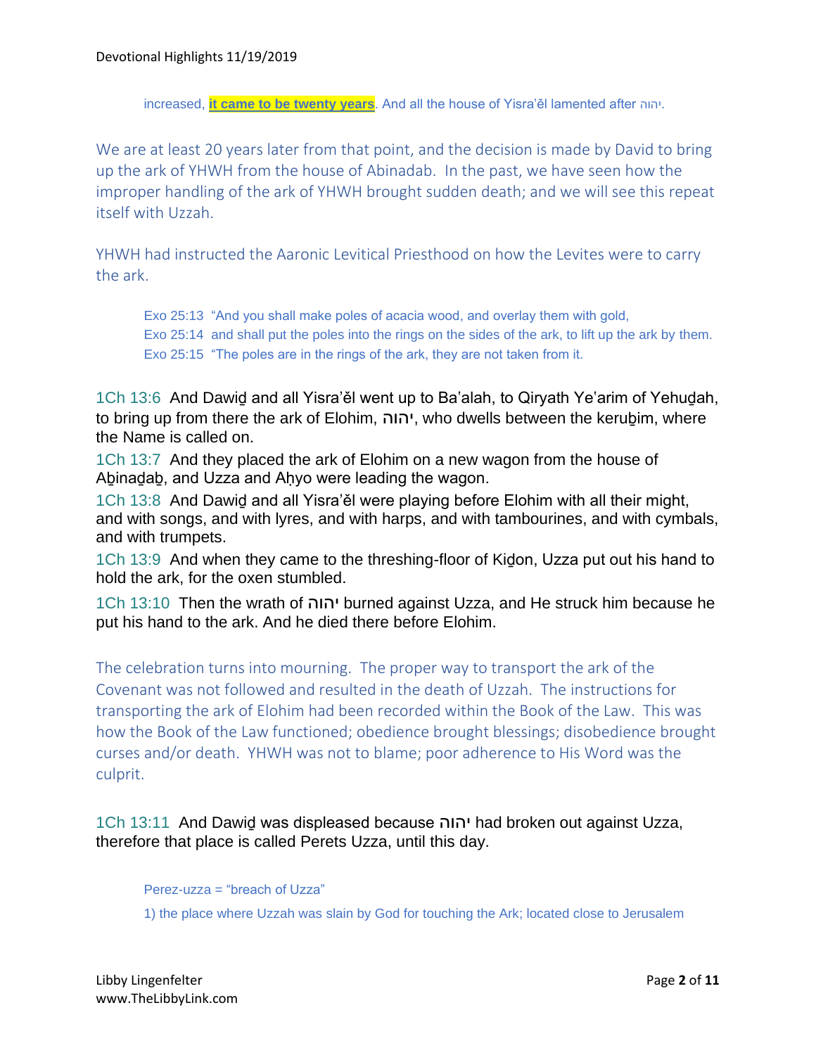increased, **it came to be twenty years**. And all the house of Yisra'ěl lamented after יהוה.

We are at least 20 years later from that point, and the decision is made by David to bring up the ark of YHWH from the house of Abinadab. In the past, we have seen how the improper handling of the ark of YHWH brought sudden death; and we will see this repeat itself with Uzzah.

YHWH had instructed the Aaronic Levitical Priesthood on how the Levites were to carry the ark.

> Exo 25:13 "And you shall make poles of acacia wood, and overlay them with gold,
> Exo 25:14 and shall put the poles into the rings on the sides of the ark, to lift up the ark by them.
> Exo 25:15 "The poles are in the rings of the ark, they are not taken from it.

1Ch 13:6 And Dawiḏ and all Yisra'ěl went up to Ba'alah, to Qiryath Ye'arim of Yehuḏah, to bring up from there the ark of Elohim, יהוה, who dwells between the keruḇim, where the Name is called on.

1Ch 13:7 And they placed the ark of Elohim on a new wagon from the house of Aḇinaḏaḇ, and Uzza and Aḥyo were leading the wagon.

1Ch 13:8 And Dawiḏ and all Yisra'ěl were playing before Elohim with all their might, and with songs, and with lyres, and with harps, and with tambourines, and with cymbals, and with trumpets.

1Ch 13:9 And when they came to the threshing-floor of Kiḏon, Uzza put out his hand to hold the ark, for the oxen stumbled.

1Ch 13:10 Then the wrath of יהוה burned against Uzza, and He struck him because he put his hand to the ark. And he died there before Elohim.

The celebration turns into mourning. The proper way to transport the ark of the Covenant was not followed and resulted in the death of Uzzah. The instructions for transporting the ark of Elohim had been recorded within the Book of the Law. This was how the Book of the Law functioned; obedience brought blessings; disobedience brought curses and/or death. YHWH was not to blame; poor adherence to His Word was the culprit.

1Ch 13:11 And Dawiḏ was displeased because יהוה had broken out against Uzza, therefore that place is called Perets Uzza, until this day.

> Perez-uzza = "breach of Uzza"
>
> 1) the place where Uzzah was slain by God for touching the Ark; located close to Jerusalem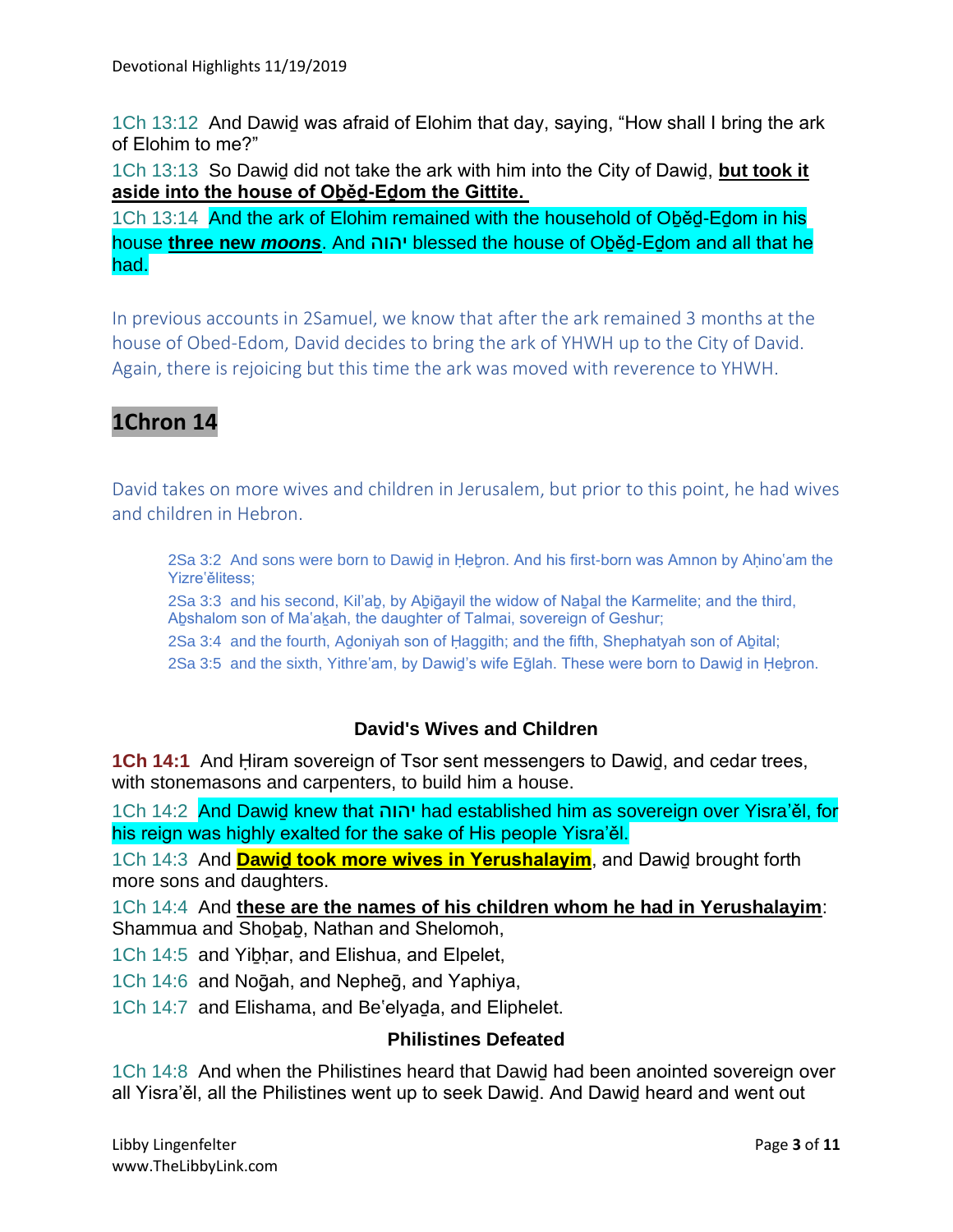1Ch 13:12 And Dawiḏ was afraid of Elohim that day, saying, “How shall I bring the ark of Elohim to me?”

1Ch 13:13 So Dawiḏ did not take the ark with him into the City of Dawiḏ, **but took it aside into the house of Oḇěḏ-Eḏom the Gittite.**

1Ch 13:14 And the ark of Elohim remained with the household of Oḇěḏ-Eḏom in his house **three new *moons***. And יהוה blessed the house of Oḇěḏ-Eḏom and all that he had.

In previous accounts in 2Samuel, we know that after the ark remained 3 months at the house of Obed-Edom, David decides to bring the ark of YHWH up to the City of David. Again, there is rejoicing but this time the ark was moved with reverence to YHWH.

## 1Chron 14

David takes on more wives and children in Jerusalem, but prior to this point, he had wives and children in Hebron.

> 2Sa 3:2 And sons were born to Dawiḏ in Ḥeḇron. And his first-born was Amnon by Aḥino'am the Yizre'ělitess;
>
> 2Sa 3:3 and his second, Kil'aḇ, by Aḇiḡayil the widow of Naḇal the Karmelite; and the third, Aḇshalom son of Ma'aḵah, the daughter of Talmai, sovereign of Geshur;
>
> 2Sa 3:4 and the fourth, Aḏoniyah son of Ḥaggith; and the fifth, Shephatyah son of Aḇital;
>
> 2Sa 3:5 and the sixth, Yithre'am, by Dawiḏ's wife Eḡlah. These were born to Dawiḏ in Ḥeḇron.

### David's Wives and Children

**1Ch 14:1** And Ḥiram sovereign of Tsor sent messengers to Dawiḏ, and cedar trees, with stonemasons and carpenters, to build him a house.

1Ch 14:2 And Dawiḏ knew that יהוה had established him as sovereign over Yisra'ěl, for his reign was highly exalted for the sake of His people Yisra'ěl.

1Ch 14:3 And **Dawiḏ took more wives in Yerushalayim**, and Dawiḏ brought forth more sons and daughters.

1Ch 14:4 And **these are the names of his children whom he had in Yerushalayim**: Shammua and Shoḇaḇ, Nathan and Shelomoh,

1Ch 14:5 and Yiḇḥar, and Elishua, and Elpelet,

1Ch 14:6 and Noḡah, and Nepheḡ, and Yaphiya,

1Ch 14:7 and Elishama, and Be'elyaḏa, and Eliphelet.

### Philistines Defeated

1Ch 14:8 And when the Philistines heard that Dawiḏ had been anointed sovereign over all Yisra'ěl, all the Philistines went up to seek Dawiḏ. And Dawiḏ heard and went out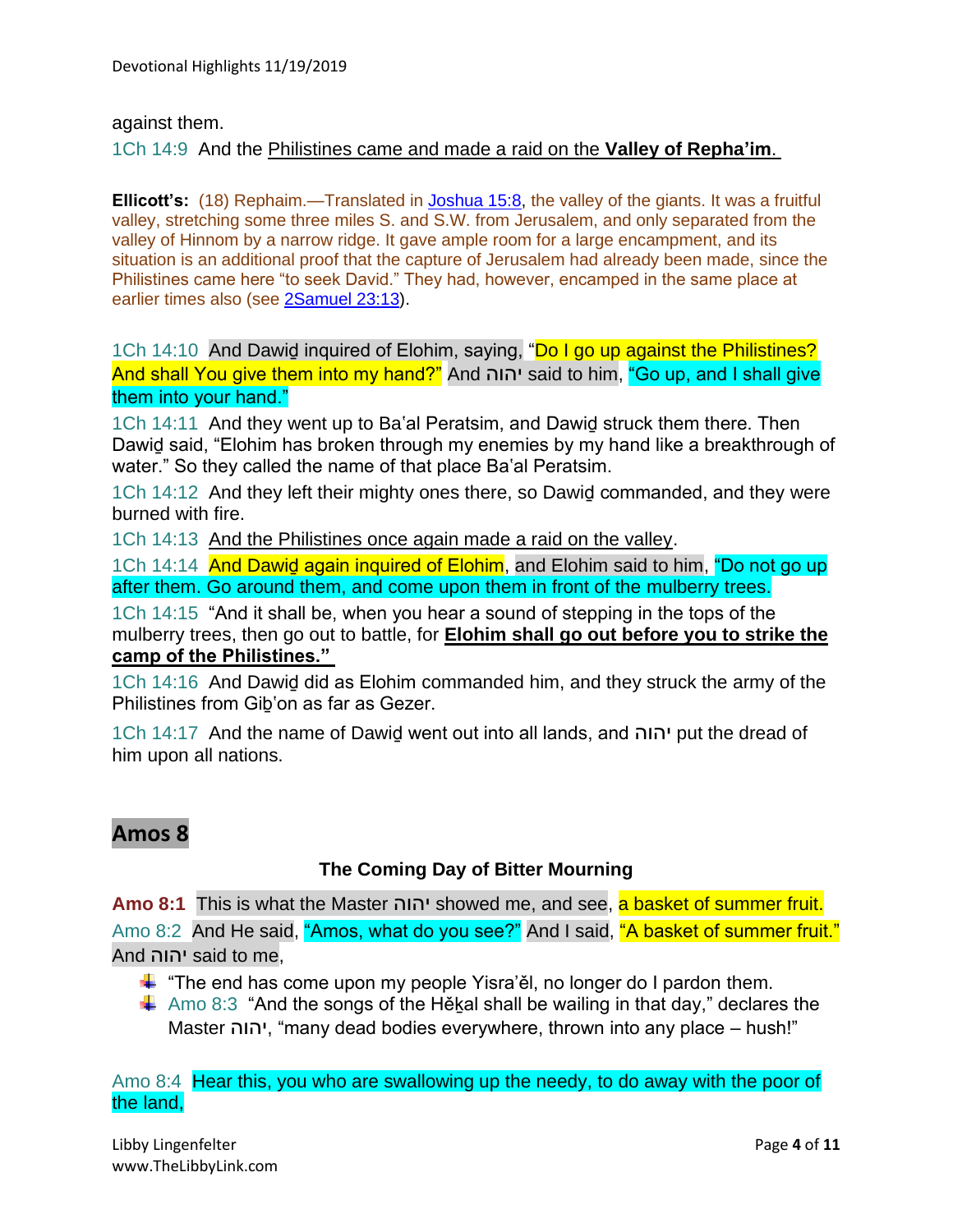against them.

1Ch 14:9 And the Philistines came and made a raid on the **Valley of Repha'im**.

**Ellicott's:** (18) Rephaim.—Translated in Joshua 15:8, the valley of the giants. It was a fruitful valley, stretching some three miles S. and S.W. from Jerusalem, and only separated from the valley of Hinnom by a narrow ridge. It gave ample room for a large encampment, and its situation is an additional proof that the capture of Jerusalem had already been made, since the Philistines came here "to seek David." They had, however, encamped in the same place at earlier times also (see 2Samuel 23:13).

1Ch 14:10 And Dawiḏ inquired of Elohim, saying, "Do I go up against the Philistines? And shall You give them into my hand?" And יהוה said to him, "Go up, and I shall give them into your hand."

1Ch 14:11 And they went up to Baʽal Peratsim, and Dawiḏ struck them there. Then Dawiḏ said, "Elohim has broken through my enemies by my hand like a breakthrough of water." So they called the name of that place Baʽal Peratsim.

1Ch 14:12 And they left their mighty ones there, so Dawiḏ commanded, and they were burned with fire.

1Ch 14:13 And the Philistines once again made a raid on the valley.

1Ch 14:14 And Dawiḏ again inquired of Elohim, and Elohim said to him, "Do not go up after them. Go around them, and come upon them in front of the mulberry trees.

1Ch 14:15 "And it shall be, when you hear a sound of stepping in the tops of the mulberry trees, then go out to battle, for **Elohim shall go out before you to strike the camp of the Philistines."**

1Ch 14:16 And Dawiḏ did as Elohim commanded him, and they struck the army of the Philistines from Giḇʽon as far as Gezer.

1Ch 14:17 And the name of Dawiḏ went out into all lands, and יהוה put the dread of him upon all nations.

## Amos 8

### The Coming Day of Bitter Mourning

**Amo 8:1** This is what the Master יהוה showed me, and see, a basket of summer fruit.

Amo 8:2 And He said, "Amos, what do you see?" And I said, "A basket of summer fruit." And יהוה said to me,

- "The end has come upon my people Yisra'ěl, no longer do I pardon them.
- Amo 8:3 "And the songs of the Hěḵal shall be wailing in that day," declares the Master יהוה, "many dead bodies everywhere, thrown into any place – hush!"

Amo 8:4 Hear this, you who are swallowing up the needy, to do away with the poor of the land,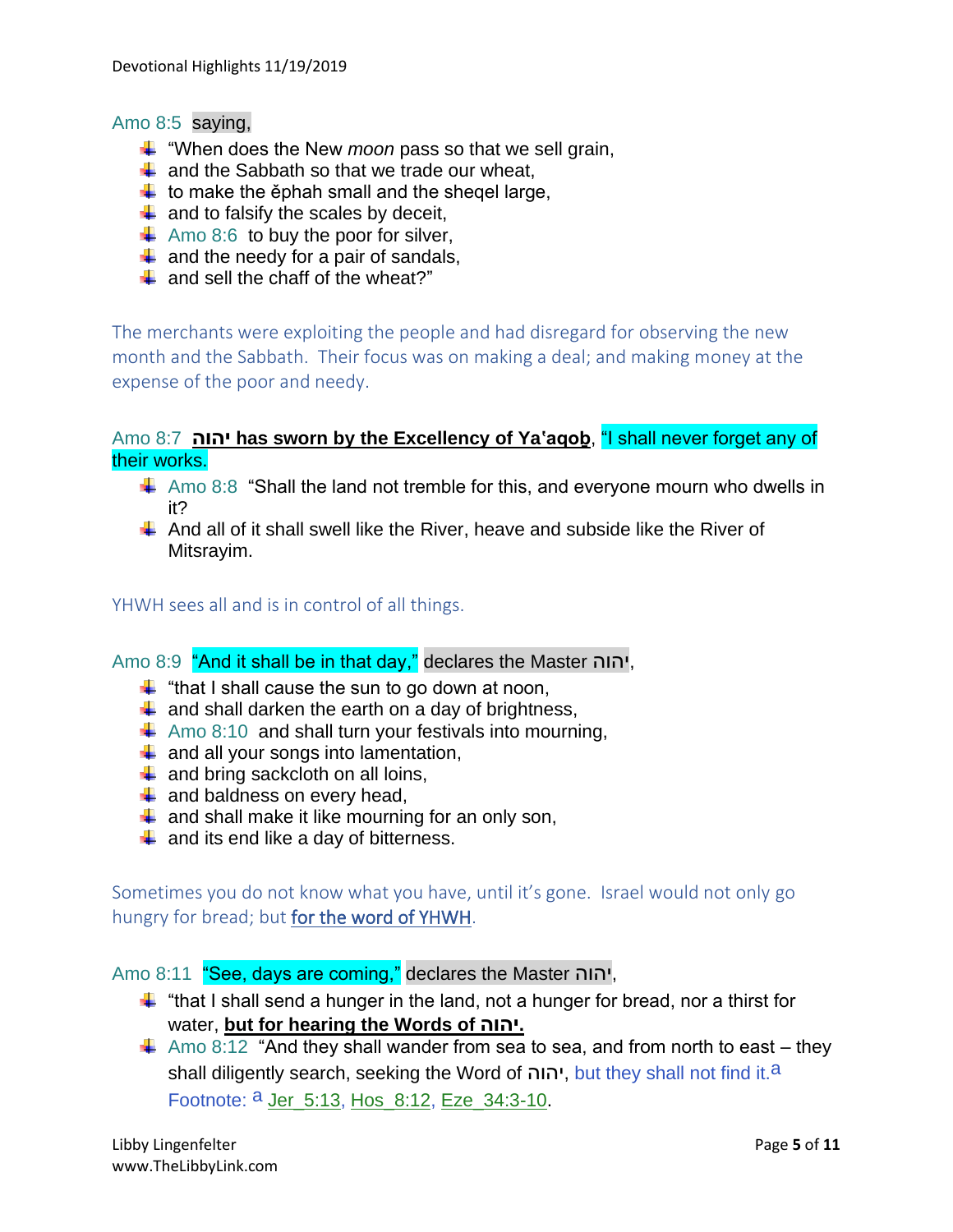Amo 8:5 saying,

- "When does the New *moon* pass so that we sell grain,
- and the Sabbath so that we trade our wheat,
- to make the ĕphah small and the sheqel large,
- and to falsify the scales by deceit,
- Amo 8:6 to buy the poor for silver,
- and the needy for a pair of sandals,
- and sell the chaff of the wheat?"

The merchants were exploiting the people and had disregard for observing the new month and the Sabbath. Their focus was on making a deal; and making money at the expense of the poor and needy.

Amo 8:7 **יהוה has sworn by the Excellency of Yaʽaqoḇ**, "I shall never forget any of their works.

- Amo 8:8 "Shall the land not tremble for this, and everyone mourn who dwells in it?
- And all of it shall swell like the River, heave and subside like the River of Mitsrayim.

YHWH sees all and is in control of all things.

Amo 8:9 "And it shall be in that day," declares the Master יהוה,

- "that I shall cause the sun to go down at noon,
- and shall darken the earth on a day of brightness,
- Amo 8:10 and shall turn your festivals into mourning,
- and all your songs into lamentation,
- and bring sackcloth on all loins,
- and baldness on every head,
- and shall make it like mourning for an only son,
- and its end like a day of bitterness.

Sometimes you do not know what you have, until it's gone. Israel would not only go hungry for bread; but for the word of YHWH.

Amo 8:11 "See, days are coming," declares the Master יהוה,

- "that I shall send a hunger in the land, not a hunger for bread, nor a thirst for water, **but for hearing the Words of יהוה.**
- Amo 8:12 "And they shall wander from sea to sea, and from north to east – they shall diligently search, seeking the Word of יהוה, but they shall not find it.[a]
  Footnote: [a] Jer_5:13, Hos_8:12, Eze_34:3-10.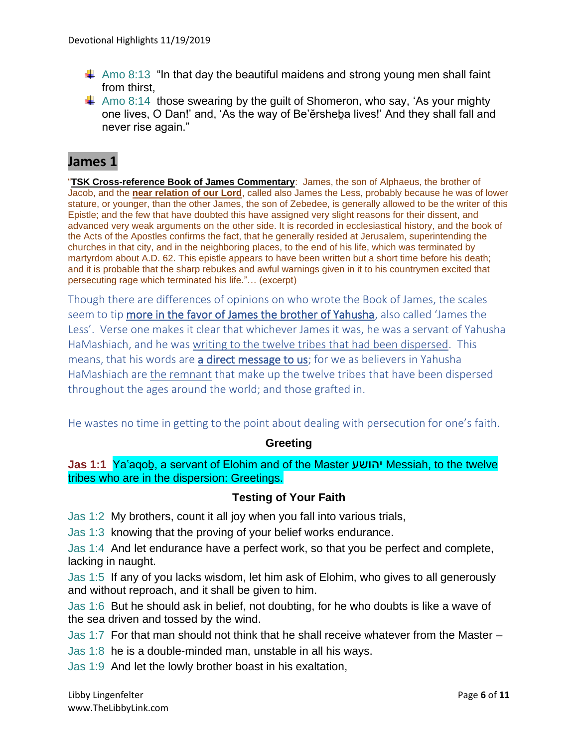- Amo 8:13 "In that day the beautiful maidens and strong young men shall faint from thirst,
- Amo 8:14 those swearing by the guilt of Shomeron, who say, 'As your mighty one lives, O Dan!' and, 'As the way of Be'ěrsheḇa lives!' And they shall fall and never rise again."

## James 1

"**TSK Cross-reference Book of James Commentary**: James, the son of Alphaeus, the brother of Jacob, and the **near relation of our Lord**, called also James the Less, probably because he was of lower stature, or younger, than the other James, the son of Zebedee, is generally allowed to be the writer of this Epistle; and the few that have doubted this have assigned very slight reasons for their dissent, and advanced very weak arguments on the other side. It is recorded in ecclesiastical history, and the book of the Acts of the Apostles confirms the fact, that he generally resided at Jerusalem, superintending the churches in that city, and in the neighboring places, to the end of his life, which was terminated by martyrdom about A.D. 62. This epistle appears to have been written but a short time before his death; and it is probable that the sharp rebukes and awful warnings given in it to his countrymen excited that persecuting rage which terminated his life."… (excerpt)

Though there are differences of opinions on who wrote the Book of James, the scales seem to tip more in the favor of James the brother of Yahusha, also called 'James the Less'. Verse one makes it clear that whichever James it was, he was a servant of Yahusha HaMashiach, and he was writing to the twelve tribes that had been dispersed. This means, that his words are **a direct message to us**; for we as believers in Yahusha HaMashiach are the remnant that make up the twelve tribes that have been dispersed throughout the ages around the world; and those grafted in.

He wastes no time in getting to the point about dealing with persecution for one's faith.

**Greeting**

**Jas 1:1** Ya'aqoḇ, a servant of Elohim and of the Master יהושע Messiah, to the twelve tribes who are in the dispersion: Greetings.

**Testing of Your Faith**

Jas 1:2 My brothers, count it all joy when you fall into various trials,

Jas 1:3 knowing that the proving of your belief works endurance.

Jas 1:4 And let endurance have a perfect work, so that you be perfect and complete, lacking in naught.

Jas 1:5 If any of you lacks wisdom, let him ask of Elohim, who gives to all generously and without reproach, and it shall be given to him.

Jas 1:6 But he should ask in belief, not doubting, for he who doubts is like a wave of the sea driven and tossed by the wind.

Jas 1:7 For that man should not think that he shall receive whatever from the Master –

Jas 1:8 he is a double-minded man, unstable in all his ways.

Jas 1:9 And let the lowly brother boast in his exaltation,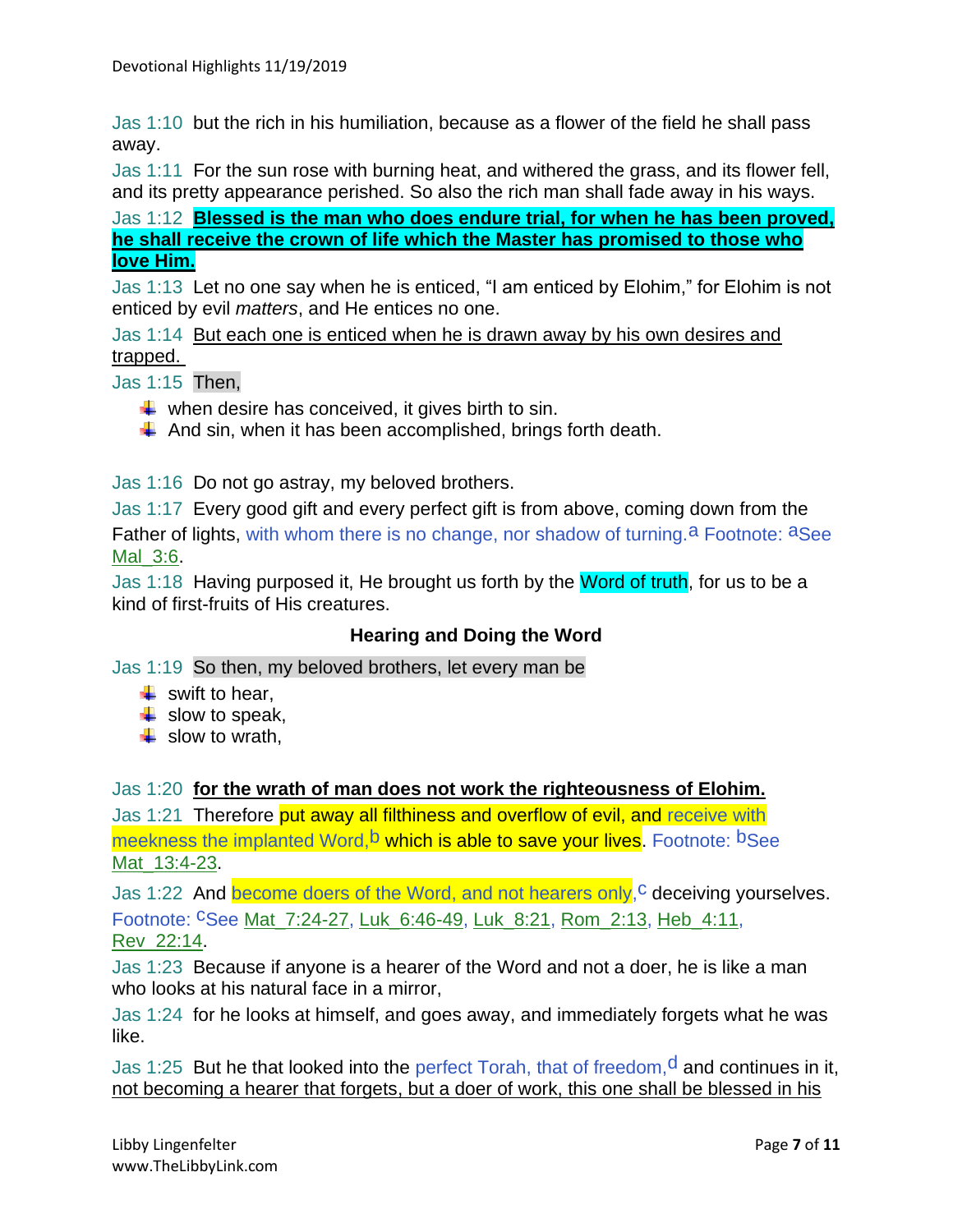Jas 1:10 but the rich in his humiliation, because as a flower of the field he shall pass away.

Jas 1:11 For the sun rose with burning heat, and withered the grass, and its flower fell, and its pretty appearance perished. So also the rich man shall fade away in his ways.

Jas 1:12 **Blessed is the man who does endure trial, for when he has been proved, he shall receive the crown of life which the Master has promised to those who love Him.**

Jas 1:13 Let no one say when he is enticed, "I am enticed by Elohim," for Elohim is not enticed by evil *matters*, and He entices no one.

Jas 1:14 But each one is enticed when he is drawn away by his own desires and trapped.

Jas 1:15 Then,

- when desire has conceived, it gives birth to sin.
- And sin, when it has been accomplished, brings forth death.

Jas 1:16 Do not go astray, my beloved brothers.

Jas 1:17 Every good gift and every perfect gift is from above, coming down from the Father of lights, with whom there is no change, nor shadow of turning.[a] Footnote: [a]See Mal_3:6.

Jas 1:18 Having purposed it, He brought us forth by the Word of truth, for us to be a kind of first-fruits of His creatures.

### Hearing and Doing the Word

Jas 1:19 So then, my beloved brothers, let every man be

- swift to hear,
- slow to speak,
- slow to wrath,

Jas 1:20 **for the wrath of man does not work the righteousness of Elohim.**

Jas 1:21 Therefore put away all filthiness and overflow of evil, and receive with meekness the implanted Word,[b] which is able to save your lives. Footnote: [b]See Mat_13:4-23.

Jas 1:22 And become doers of the Word, and not hearers only,[c] deceiving yourselves. Footnote: [c]See Mat_7:24-27, Luk_6:46-49, Luk_8:21, Rom_2:13, Heb_4:11, Rev_22:14.

Jas 1:23 Because if anyone is a hearer of the Word and not a doer, he is like a man who looks at his natural face in a mirror,

Jas 1:24 for he looks at himself, and goes away, and immediately forgets what he was like.

Jas 1:25 But he that looked into the perfect Torah, that of freedom,[d] and continues in it, not becoming a hearer that forgets, but a doer of work, this one shall be blessed in his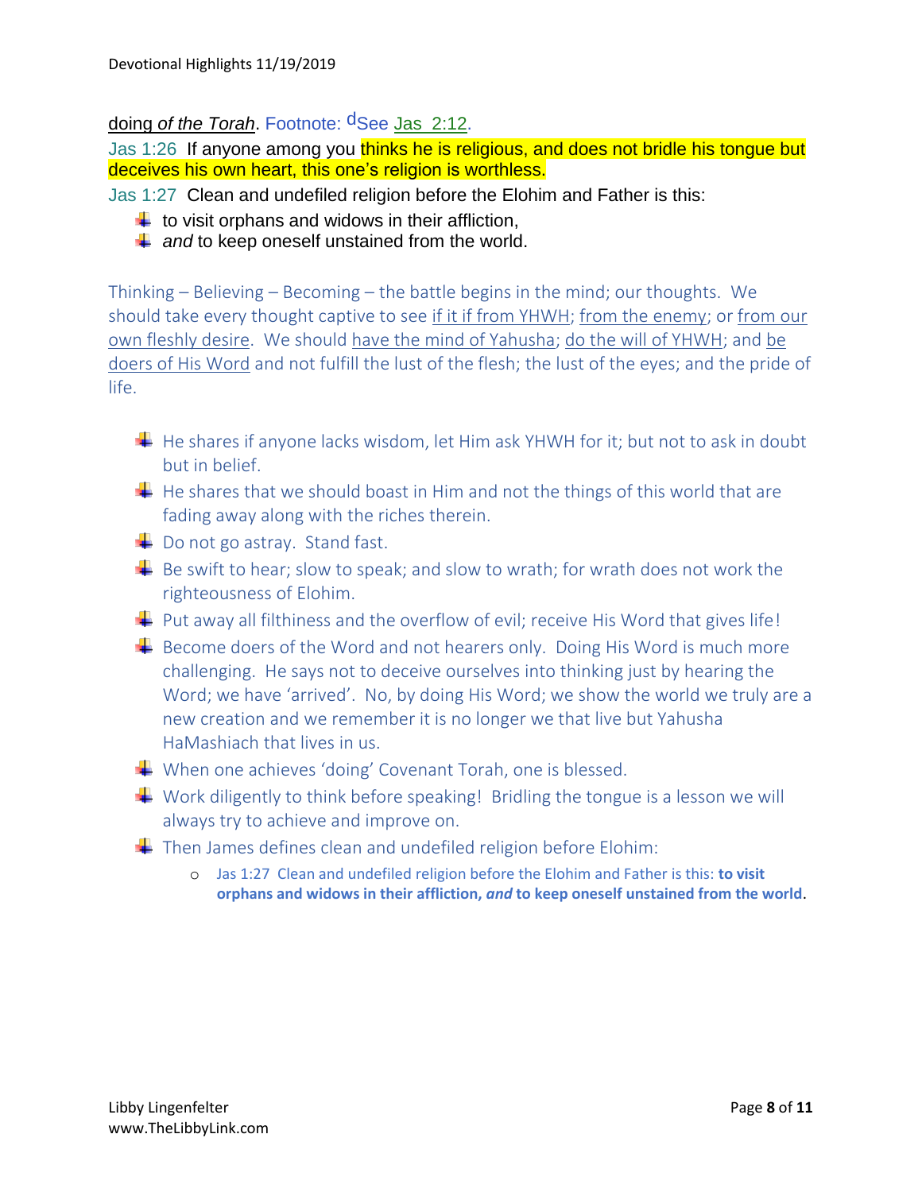doing *of the Torah*. Footnote: [d]See Jas 2:12.

Jas 1:26 If anyone among you thinks he is religious, and does not bridle his tongue but deceives his own heart, this one's religion is worthless.

Jas 1:27 Clean and undefiled religion before the Elohim and Father is this:

- to visit orphans and widows in their affliction,
- *and* to keep oneself unstained from the world.

Thinking – Believing – Becoming – the battle begins in the mind; our thoughts. We should take every thought captive to see if it if from YHWH; from the enemy; or from our own fleshly desire. We should have the mind of Yahusha; do the will of YHWH; and be doers of His Word and not fulfill the lust of the flesh; the lust of the eyes; and the pride of life.

- He shares if anyone lacks wisdom, let Him ask YHWH for it; but not to ask in doubt but in belief.
- He shares that we should boast in Him and not the things of this world that are fading away along with the riches therein.
- Do not go astray. Stand fast.
- Be swift to hear; slow to speak; and slow to wrath; for wrath does not work the righteousness of Elohim.
- Put away all filthiness and the overflow of evil; receive His Word that gives life!
- Become doers of the Word and not hearers only. Doing His Word is much more challenging. He says not to deceive ourselves into thinking just by hearing the Word; we have 'arrived'. No, by doing His Word; we show the world we truly are a new creation and we remember it is no longer we that live but Yahusha HaMashiach that lives in us.
- When one achieves 'doing' Covenant Torah, one is blessed.
- Work diligently to think before speaking! Bridling the tongue is a lesson we will always try to achieve and improve on.
- Then James defines clean and undefiled religion before Elohim:
    - Jas 1:27 Clean and undefiled religion before the Elohim and Father is this: **to visit orphans and widows in their affliction, *and* to keep oneself unstained from the world**.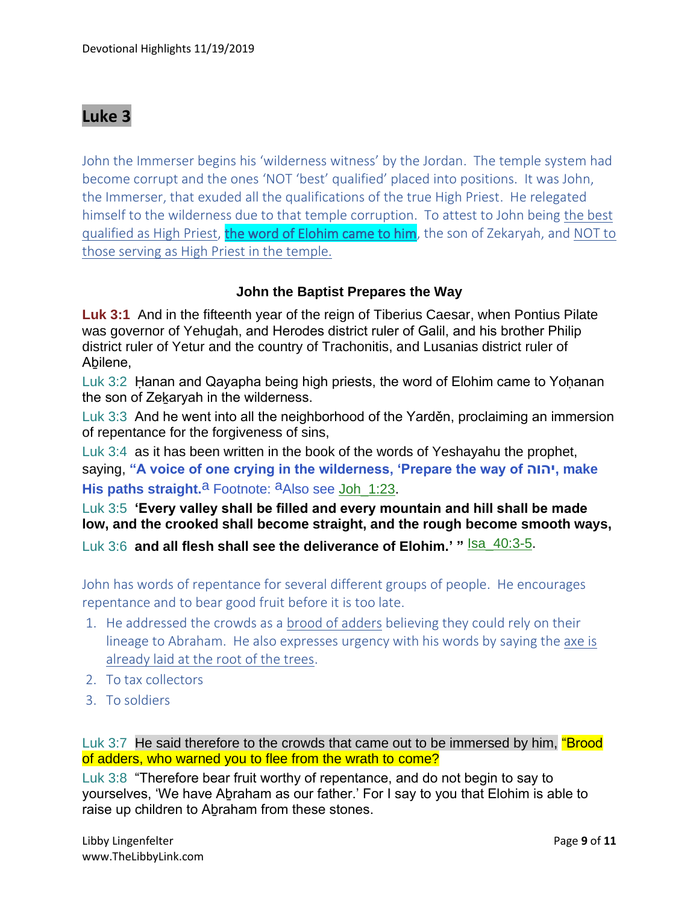# Luke 3

John the Immerser begins his 'wilderness witness' by the Jordan. The temple system had become corrupt and the ones 'NOT 'best' qualified' placed into positions. It was John, the Immerser, that exuded all the qualifications of the true High Priest. He relegated himself to the wilderness due to that temple corruption. To attest to John being the best qualified as High Priest, the word of Elohim came to him, the son of Zekaryah, and NOT to those serving as High Priest in the temple.

### John the Baptist Prepares the Way

**Luk 3:1** And in the fifteenth year of the reign of Tiberius Caesar, when Pontius Pilate was governor of Yehuḏah, and Herodes district ruler of Galil, and his brother Philip district ruler of Yetur and the country of Trachonitis, and Lusanias district ruler of Aḇilene,

Luk 3:2 Ḥanan and Qayapha being high priests, the word of Elohim came to Yoḥanan the son of Zeḵaryah in the wilderness.

Luk 3:3 And he went into all the neighborhood of the Yarděn, proclaiming an immersion of repentance for the forgiveness of sins,

Luk 3:4 as it has been written in the book of the words of Yeshayahu the prophet, saying, **"A voice of one crying in the wilderness, 'Prepare the way of יהוה, make His paths straight.**[a] Footnote: [a]Also see Joh_1:23.

Luk 3:5 **'Every valley shall be filled and every mountain and hill shall be made low, and the crooked shall become straight, and the rough become smooth ways,**

Luk 3:6 **and all flesh shall see the deliverance of Elohim.' "** Isa_40:3-5.

John has words of repentance for several different groups of people. He encourages repentance and to bear good fruit before it is too late.

1. He addressed the crowds as a brood of adders believing they could rely on their lineage to Abraham. He also expresses urgency with his words by saying the axe is already laid at the root of the trees.
2. To tax collectors
3. To soldiers

Luk 3:7 He said therefore to the crowds that came out to be immersed by him, "Brood of adders, who warned you to flee from the wrath to come?

Luk 3:8 "Therefore bear fruit worthy of repentance, and do not begin to say to yourselves, 'We have Aḇraham as our father.' For I say to you that Elohim is able to raise up children to Aḇraham from these stones.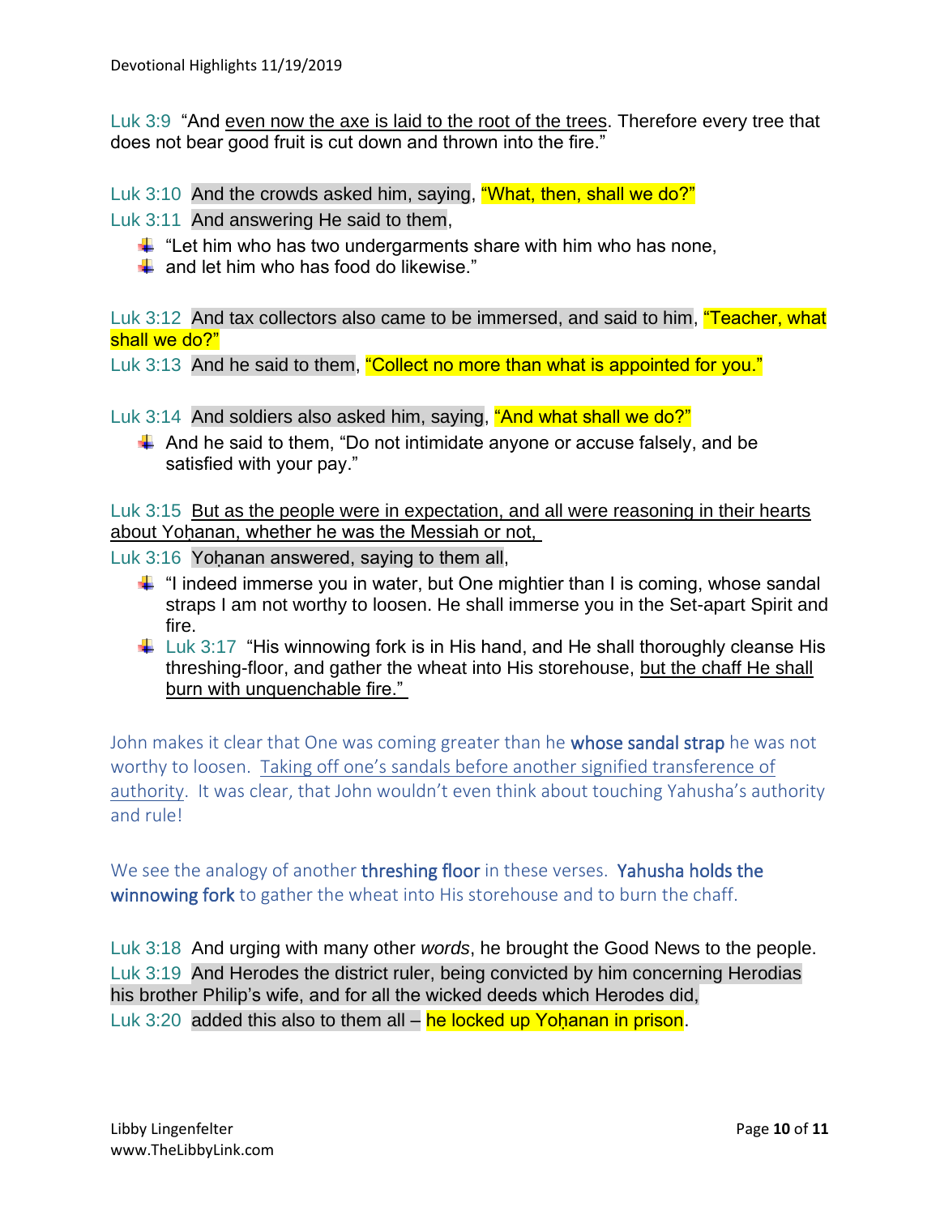Luk 3:9 "And even now the axe is laid to the root of the trees. Therefore every tree that does not bear good fruit is cut down and thrown into the fire."

Luk 3:10 And the crowds asked him, saying, "What, then, shall we do?"

Luk 3:11 And answering He said to them,

- "Let him who has two undergarments share with him who has none,
- and let him who has food do likewise."

Luk 3:12 And tax collectors also came to be immersed, and said to him, "Teacher, what shall we do?"

Luk 3:13 And he said to them, "Collect no more than what is appointed for you."

Luk 3:14 And soldiers also asked him, saying, "And what shall we do?"

- And he said to them, "Do not intimidate anyone or accuse falsely, and be satisfied with your pay."

Luk 3:15 But as the people were in expectation, and all were reasoning in their hearts about Yoḥanan, whether he was the Messiah or not,

Luk 3:16 Yoḥanan answered, saying to them all,

- "I indeed immerse you in water, but One mightier than I is coming, whose sandal straps I am not worthy to loosen. He shall immerse you in the Set-apart Spirit and fire.
- Luk 3:17 "His winnowing fork is in His hand, and He shall thoroughly cleanse His threshing-floor, and gather the wheat into His storehouse, but the chaff He shall burn with unquenchable fire."

John makes it clear that One was coming greater than he **whose sandal strap** he was not worthy to loosen. Taking off one's sandals before another signified transference of authority. It was clear, that John wouldn't even think about touching Yahusha's authority and rule!

We see the analogy of another **threshing floor** in these verses. **Yahusha holds the winnowing fork** to gather the wheat into His storehouse and to burn the chaff.

Luk 3:18 And urging with many other *words*, he brought the Good News to the people.

Luk 3:19 And Herodes the district ruler, being convicted by him concerning Herodias his brother Philip's wife, and for all the wicked deeds which Herodes did,

Luk 3:20 added this also to them all – he locked up Yoḥanan in prison.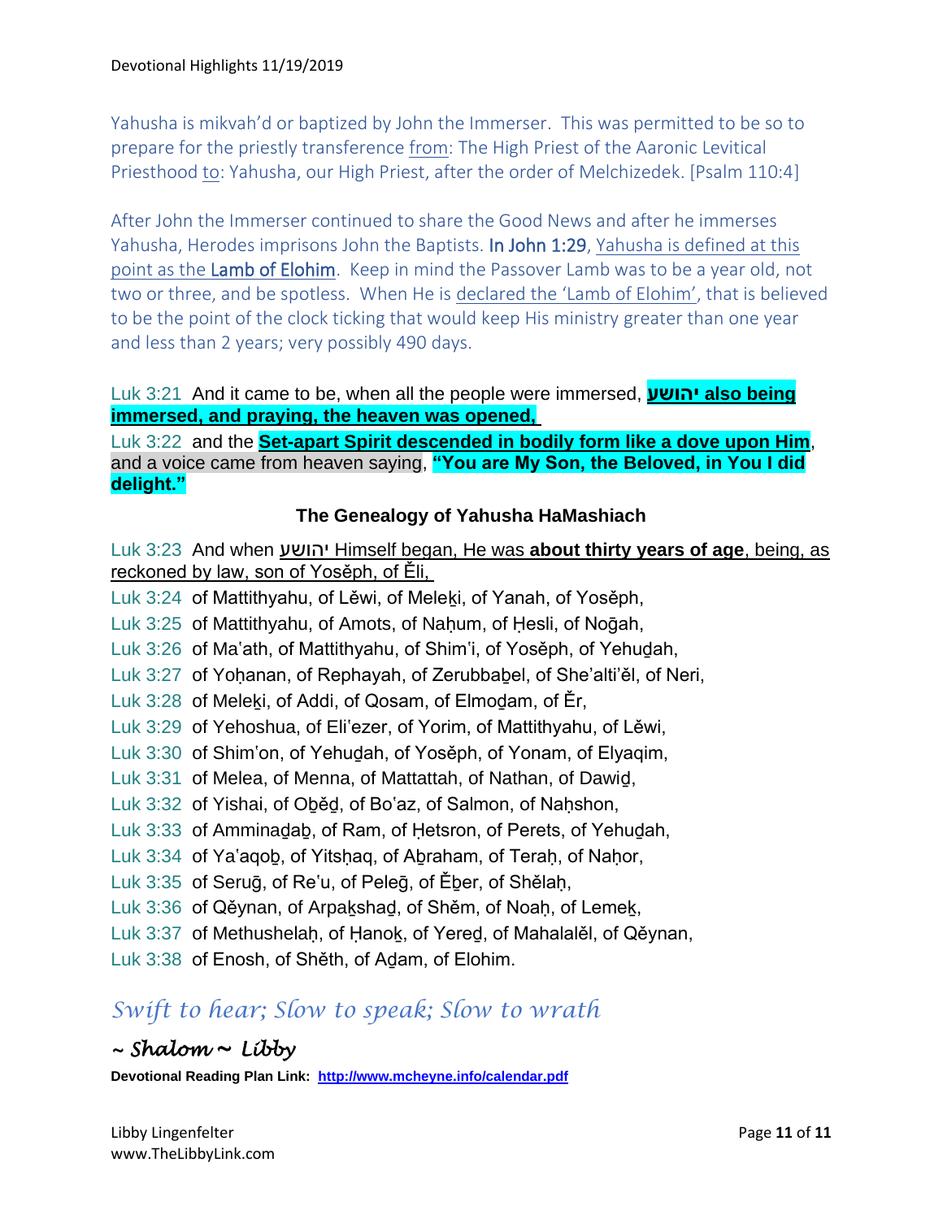Yahusha is mikvah'd or baptized by John the Immerser. This was permitted to be so to prepare for the priestly transference from: The High Priest of the Aaronic Levitical Priesthood to: Yahusha, our High Priest, after the order of Melchizedek. [Psalm 110:4]

After John the Immerser continued to share the Good News and after he immerses Yahusha, Herodes imprisons John the Baptists. In John 1:29, Yahusha is defined at this point as the Lamb of Elohim. Keep in mind the Passover Lamb was to be a year old, not two or three, and be spotless. When He is declared the 'Lamb of Elohim', that is believed to be the point of the clock ticking that would keep His ministry greater than one year and less than 2 years; very possibly 490 days.

Luk 3:21 And it came to be, when all the people were immersed, **יהושע also being immersed, and praying, the heaven was opened,**

Luk 3:22 and the **Set-apart Spirit descended in bodily form like a dove upon Him**, and a voice came from heaven saying, **"You are My Son, the Beloved, in You I did delight."**

### The Genealogy of Yahusha HaMashiach

Luk 3:23 And when יהושע Himself began, He was **about thirty years of age**, being, as reckoned by law, son of Yosěph, of Ěli,

Luk 3:24 of Mattithyahu, of Lěwi, of Meleḵi, of Yanah, of Yosěph,

Luk 3:25 of Mattithyahu, of Amots, of Naḥum, of Ḥesli, of Noḡah,

Luk 3:26 of Maʽath, of Mattithyahu, of Shimʽi, of Yosěph, of Yehuḏah,

Luk 3:27 of Yoḥanan, of Rephayah, of Zerubbaḇel, of She'alti'ěl, of Neri,

Luk 3:28 of Meleḵi, of Addi, of Qosam, of Elmoḏam, of Ěr,

Luk 3:29 of Yehoshua, of Eliʽezer, of Yorim, of Mattithyahu, of Lěwi,

Luk 3:30 of Shimʽon, of Yehuḏah, of Yosěph, of Yonam, of Elyaqim,

Luk 3:31 of Melea, of Menna, of Mattattah, of Nathan, of Dawiḏ,

Luk 3:32 of Yishai, of Oḇěḏ, of Boʽaz, of Salmon, of Naḥshon,

Luk 3:33 of Amminaḏaḇ, of Ram, of Ḥetsron, of Perets, of Yehuḏah,

Luk 3:34 of Yaʽaqoḇ, of Yitsḥaq, of Aḇraham, of Teraḥ, of Naḥor,

Luk 3:35 of Seruḡ, of Reʽu, of Peleḡ, of Ěḇer, of Shělaḥ,

Luk 3:36 of Qěynan, of Arpaḵshaḏ, of Shěm, of Noaḥ, of Lemeḵ,

Luk 3:37 of Methushelaḥ, of Ḥanoḵ, of Yereḏ, of Mahalalěl, of Qěynan,

Luk 3:38 of Enosh, of Shěth, of Aḏam, of Elohim.

## *Swift to hear; Slow to speak; Slow to wrath*

### *~ Shalom ~ Libby*

**Devotional Reading Plan Link: http://www.mcheyne.info/calendar.pdf**

Libby Lingenfelter
www.TheLibbyLink.com